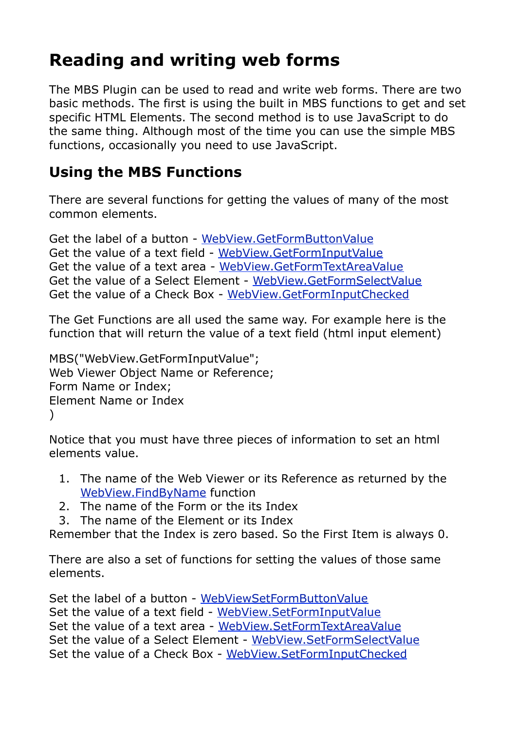# Reading and writing web forms

The MBS Plugin can be used to read and write web forms. There are two basic methods. The first is using the built in MBS functions to get and set specific HTML Elements. The second method is to use JavaScript to do the same thing. Although most of the time you can use the simple MBS functions, occasionally you need to use JavaScript.

## Using the MBS Functions

There are several functions for getting the values of many of the most common elements.

Get the label of a button - WebView.GetFormButtonValue
Get the value of a text field - WebView.GetFormInputValue
Get the value of a text area - WebView.GetFormTextAreaValue
Get the value of a Select Element - WebView.GetFormSelectValue
Get the value of a Check Box - WebView.GetFormInputChecked

The Get Functions are all used the same way. For example here is the function that will return the value of a text field (html input element)

```
MBS("WebView.GetFormInputValue";
Web Viewer Object Name or Reference;
Form Name or Index;
Element Name or Index
)
```

Notice that you must have three pieces of information to set an html elements value.

1. The name of the Web Viewer or its Reference as returned by the WebView.FindByName function
2. The name of the Form or the its Index
3. The name of the Element or its Index

Remember that the Index is zero based. So the First Item is always 0.

There are also a set of functions for setting the values of those same elements.

Set the label of a button - WebViewSetFormButtonValue
Set the value of a text field - WebView.SetFormInputValue
Set the value of a text area - WebView.SetFormTextAreaValue
Set the value of a Select Element - WebView.SetFormSelectValue
Set the value of a Check Box - WebView.SetFormInputChecked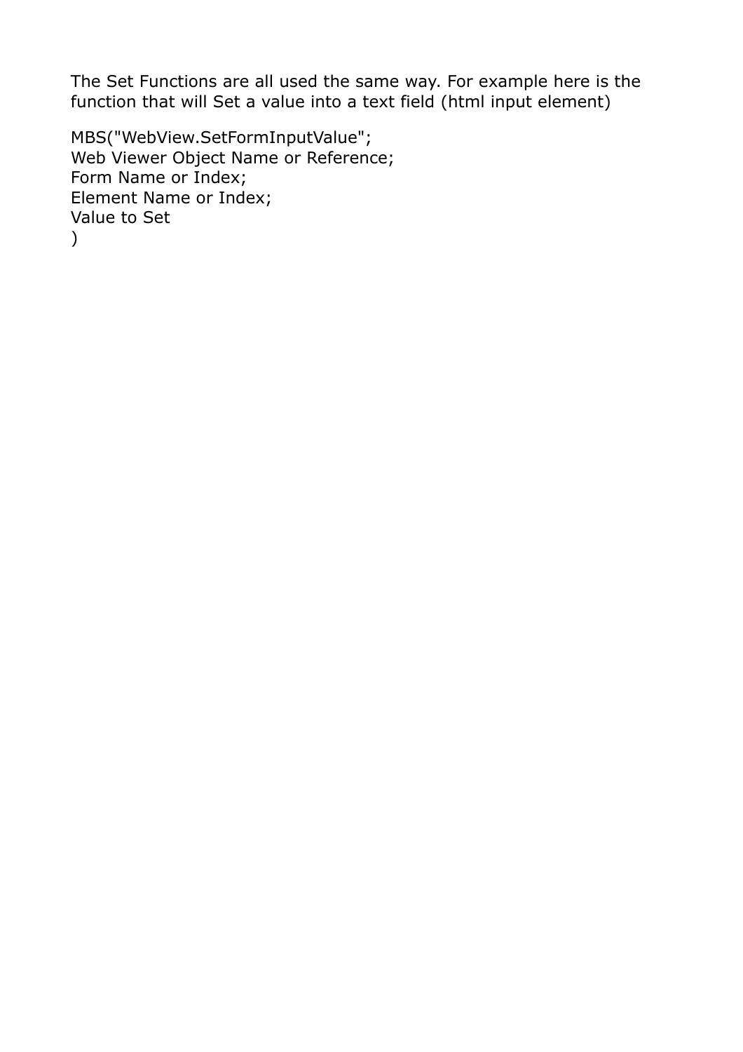The Set Functions are all used the same way. For example here is the function that will Set a value into a text field (html input element)

```
MBS("WebView.SetFormInputValue";
Web Viewer Object Name or Reference;
Form Name or Index;
Element Name or Index;
Value to Set
)
```